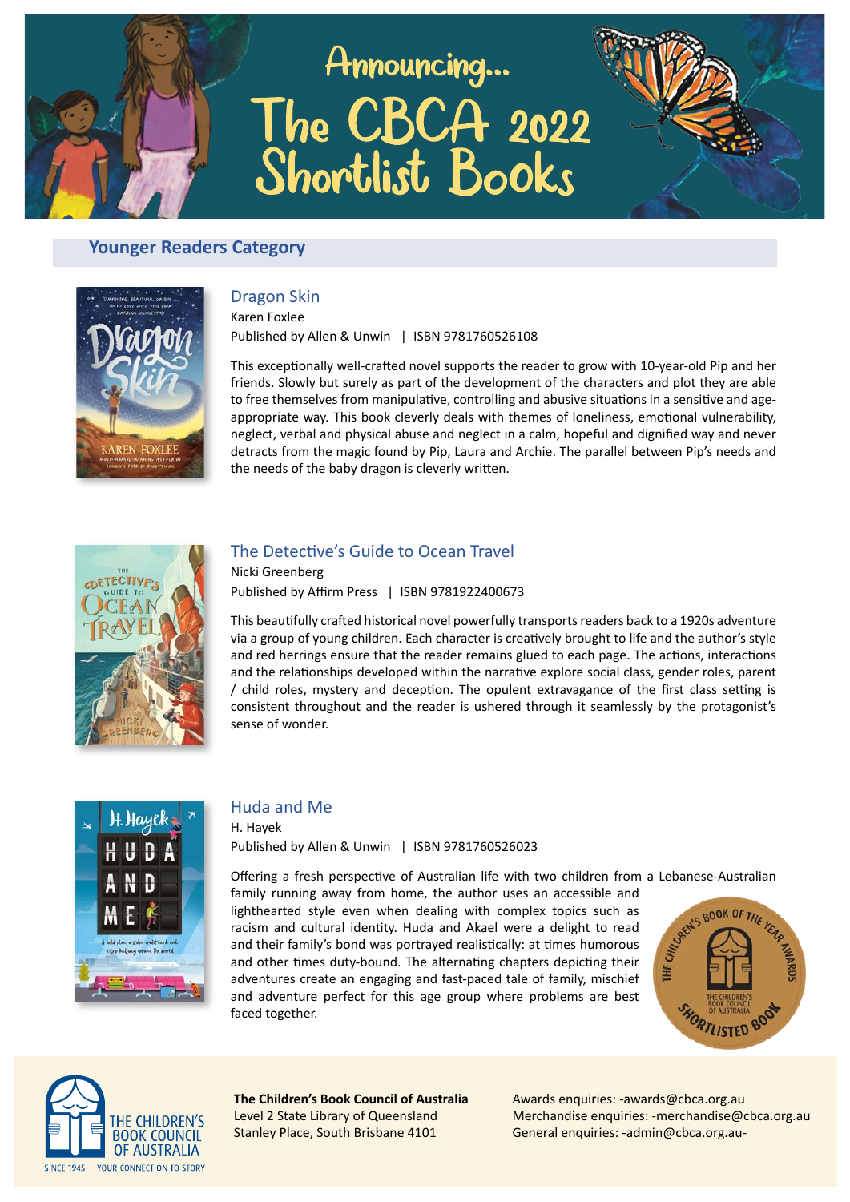# Announcing... The CBCA 2022 Shortlist Books

## Younger Readers Category

### Dragon Skin

Karen Foxlee

Published by Allen & Unwin | ISBN 9781760526108

This exceptionally well-crafted novel supports the reader to grow with 10-year-old Pip and her friends. Slowly but surely as part of the development of the characters and plot they are able to free themselves from manipulative, controlling and abusive situations in a sensitive and age-appropriate way. This book cleverly deals with themes of loneliness, emotional vulnerability, neglect, verbal and physical abuse and neglect in a calm, hopeful and dignified way and never detracts from the magic found by Pip, Laura and Archie. The parallel between Pip's needs and the needs of the baby dragon is cleverly written.

### The Detective's Guide to Ocean Travel

Nicki Greenberg

Published by Affirm Press | ISBN 9781922400673

This beautifully crafted historical novel powerfully transports readers back to a 1920s adventure via a group of young children. Each character is creatively brought to life and the author's style and red herrings ensure that the reader remains glued to each page. The actions, interactions and the relationships developed within the narrative explore social class, gender roles, parent / child roles, mystery and deception. The opulent extravagance of the first class setting is consistent throughout and the reader is ushered through it seamlessly by the protagonist's sense of wonder.

### Huda and Me

H. Hayek

Published by Allen & Unwin | ISBN 9781760526023

Offering a fresh perspective of Australian life with two children from a Lebanese-Australian family running away from home, the author uses an accessible and lighthearted style even when dealing with complex topics such as racism and cultural identity. Huda and Akael were a delight to read and their family's bond was portrayed realistically: at times humorous and other times duty-bound. The alternating chapters depicting their adventures create an engaging and fast-paced tale of family, mischief and adventure perfect for this age group where problems are best faced together.

**The Children's Book Council of Australia**
Level 2 State Library of Queensland
Stanley Place, South Brisbane 4101

Awards enquiries: -awards@cbca.org.au
Merchandise enquiries: -merchandise@cbca.org.au
General enquiries: -admin@cbca.org.au-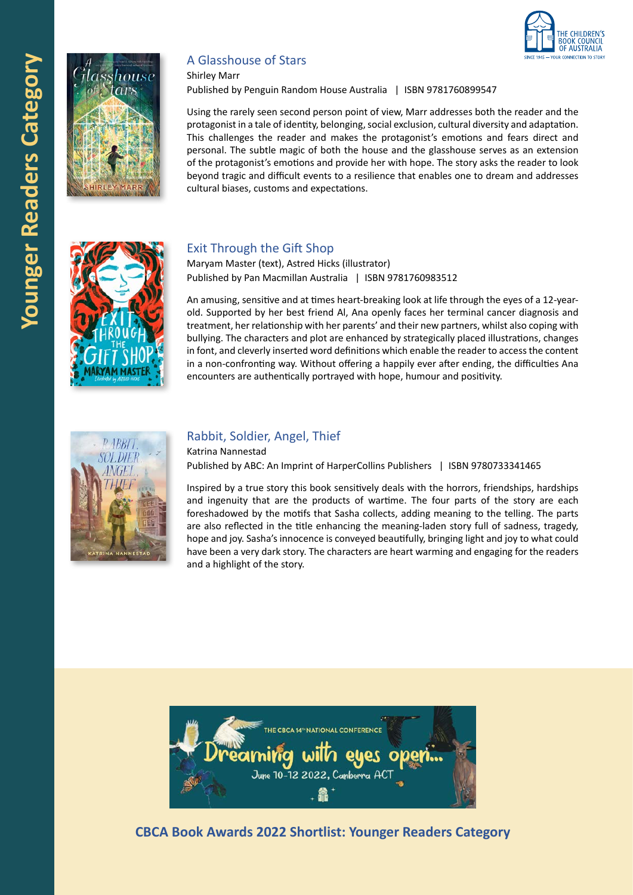# Younger Readers Category

## A Glasshouse of Stars

Shirley Marr

Published by Penguin Random House Australia | ISBN 9781760899547

Using the rarely seen second person point of view, Marr addresses both the reader and the protagonist in a tale of identity, belonging, social exclusion, cultural diversity and adaptation. This challenges the reader and makes the protagonist's emotions and fears direct and personal. The subtle magic of both the house and the glasshouse serves as an extension of the protagonist's emotions and provide her with hope. The story asks the reader to look beyond tragic and difficult events to a resilience that enables one to dream and addresses cultural biases, customs and expectations.

## Exit Through the Gift Shop

Maryam Master (text), Astred Hicks (illustrator)

Published by Pan Macmillan Australia | ISBN 9781760983512

An amusing, sensitive and at times heart-breaking look at life through the eyes of a 12-year-old. Supported by her best friend Al, Ana openly faces her terminal cancer diagnosis and treatment, her relationship with her parents' and their new partners, whilst also coping with bullying. The characters and plot are enhanced by strategically placed illustrations, changes in font, and cleverly inserted word definitions which enable the reader to access the content in a non-confronting way. Without offering a happily ever after ending, the difficulties Ana encounters are authentically portrayed with hope, humour and positivity.

## Rabbit, Soldier, Angel, Thief

Katrina Nannestad

Published by ABC: An Imprint of HarperCollins Publishers | ISBN 9780733341465

Inspired by a true story this book sensitively deals with the horrors, friendships, hardships and ingenuity that are the products of wartime. The four parts of the story are each foreshadowed by the motifs that Sasha collects, adding meaning to the telling. The parts are also reflected in the title enhancing the meaning-laden story full of sadness, tragedy, hope and joy. Sasha's innocence is conveyed beautifully, bringing light and joy to what could have been a very dark story. The characters are heart warming and engaging for the readers and a highlight of the story.

THE CBCA 14TH NATIONAL CONFERENCE

Dreaming with eyes open...

June 10-12 2022, Canberra ACT

**CBCA Book Awards 2022 Shortlist: Younger Readers Category**